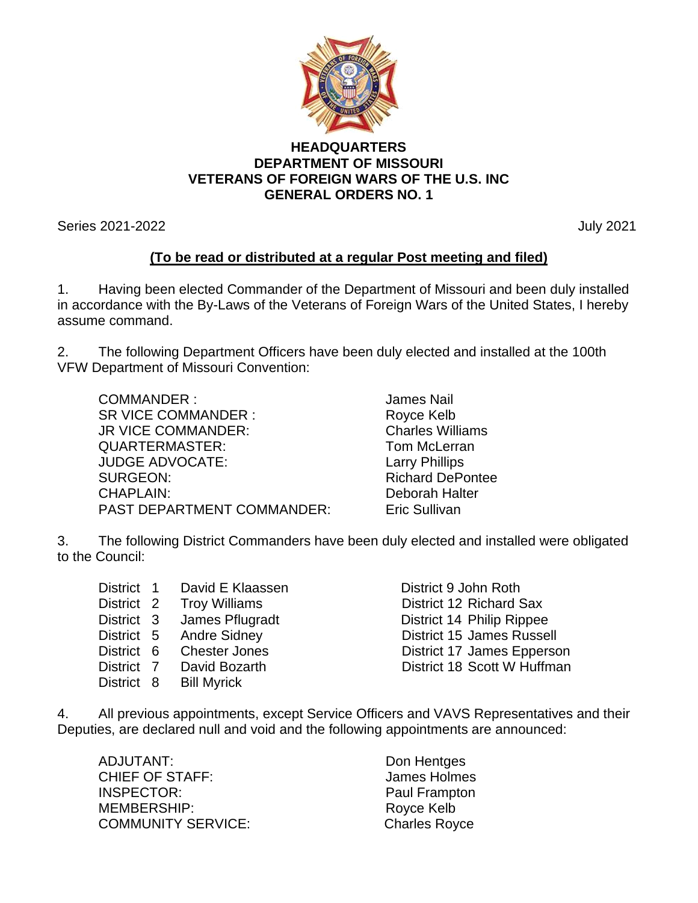# HEADQUARTERS
# DEPARTMENT OF MISSOURI
# VETERANS OF FOREIGN WARS OF THE U.S. INC
# GENERAL ORDERS NO. 1

Series 2021-2022 July 2021

**(To be read or distributed at a regular Post meeting and filed)**

1. Having been elected Commander of the Department of Missouri and been duly installed in accordance with the By-Laws of the Veterans of Foreign Wars of the United States, I hereby assume command.

2. The following Department Officers have been duly elected and installed at the 100th VFW Department of Missouri Convention:

| | |
|---|---|
| COMMANDER : | James Nail |
| SR VICE COMMANDER : | Royce Kelb |
| JR VICE COMMANDER: | Charles Williams |
| QUARTERMASTER: | Tom McLerran |
| JUDGE ADVOCATE: | Larry Phillips |
| SURGEON: | Richard DePontee |
| CHAPLAIN: | Deborah Halter |
| PAST DEPARTMENT COMMANDER: | Eric Sullivan |

3. The following District Commanders have been duly elected and installed were obligated to the Council:

| | | |
|---|---|---|
| District 1 | David E Klaassen | District 9 John Roth |
| District 2 | Troy Williams | District 12 Richard Sax |
| District 3 | James Pflugradt | District 14 Philip Rippee |
| District 5 | Andre Sidney | District 15 James Russell |
| District 6 | Chester Jones | District 17 James Epperson |
| District 7 | David Bozarth | District 18 Scott W Huffman |
| District 8 | Bill Myrick | |

4. All previous appointments, except Service Officers and VAVS Representatives and their Deputies, are declared null and void and the following appointments are announced:

| | |
|---|---|
| ADJUTANT: | Don Hentges |
| CHIEF OF STAFF: | James Holmes |
| INSPECTOR: | Paul Frampton |
| MEMBERSHIP: | Royce Kelb |
| COMMUNITY SERVICE: | Charles Royce |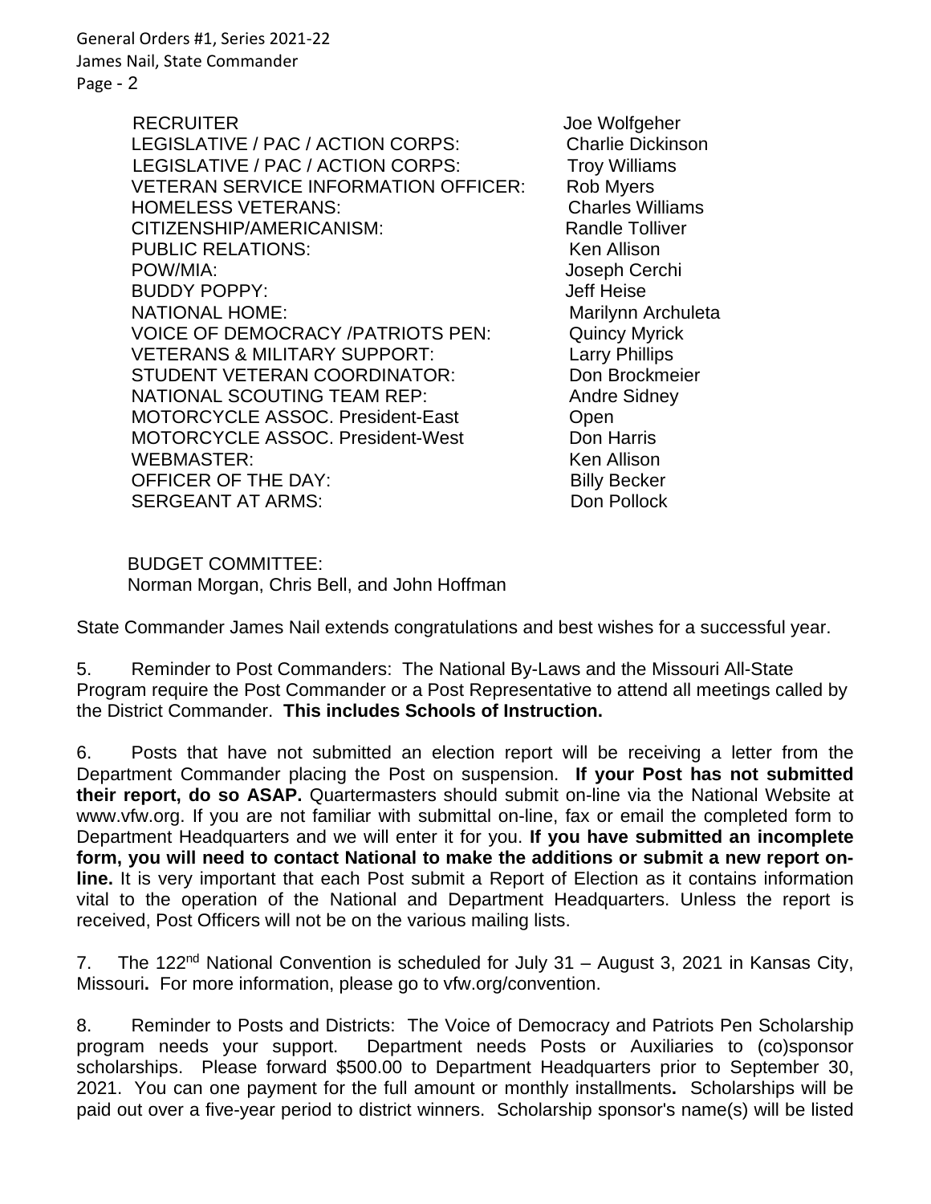| | |
|---|---|
| RECRUITER | Joe Wolfgeher |
| LEGISLATIVE / PAC / ACTION CORPS: | Charlie Dickinson |
| LEGISLATIVE / PAC / ACTION CORPS: | Troy Williams |
| VETERAN SERVICE INFORMATION OFFICER: | Rob Myers |
| HOMELESS VETERANS: | Charles Williams |
| CITIZENSHIP/AMERICANISM: | Randle Tolliver |
| PUBLIC RELATIONS: | Ken Allison |
| POW/MIA: | Joseph Cerchi |
| BUDDY POPPY: | Jeff Heise |
| NATIONAL HOME: | Marilynn Archuleta |
| VOICE OF DEMOCRACY /PATRIOTS PEN: | Quincy Myrick |
| VETERANS & MILITARY SUPPORT: | Larry Phillips |
| STUDENT VETERAN COORDINATOR: | Don Brockmeier |
| NATIONAL SCOUTING TEAM REP: | Andre Sidney |
| MOTORCYCLE ASSOC. President-East | Open |
| MOTORCYCLE ASSOC. President-West | Don Harris |
| WEBMASTER: | Ken Allison |
| OFFICER OF THE DAY: | Billy Becker |
| SERGEANT AT ARMS: | Don Pollock |

BUDGET COMMITTEE:
Norman Morgan, Chris Bell, and John Hoffman

State Commander James Nail extends congratulations and best wishes for a successful year.

5. Reminder to Post Commanders: The National By-Laws and the Missouri All-State Program require the Post Commander or a Post Representative to attend all meetings called by the District Commander. **This includes Schools of Instruction.**

6. Posts that have not submitted an election report will be receiving a letter from the Department Commander placing the Post on suspension. **If your Post has not submitted their report, do so ASAP.** Quartermasters should submit on-line via the National Website at www.vfw.org. If you are not familiar with submittal on-line, fax or email the completed form to Department Headquarters and we will enter it for you. **If you have submitted an incomplete form, you will need to contact National to make the additions or submit a new report on-line.** It is very important that each Post submit a Report of Election as it contains information vital to the operation of the National and Department Headquarters. Unless the report is received, Post Officers will not be on the various mailing lists.

7. The 122nd National Convention is scheduled for July 31 – August 3, 2021 in Kansas City, Missouri**.** For more information, please go to vfw.org/convention.

8. Reminder to Posts and Districts: The Voice of Democracy and Patriots Pen Scholarship program needs your support. Department needs Posts or Auxiliaries to (co)sponsor scholarships. Please forward $500.00 to Department Headquarters prior to September 30, 2021. You can one payment for the full amount or monthly installments**.** Scholarships will be paid out over a five-year period to district winners. Scholarship sponsor's name(s) will be listed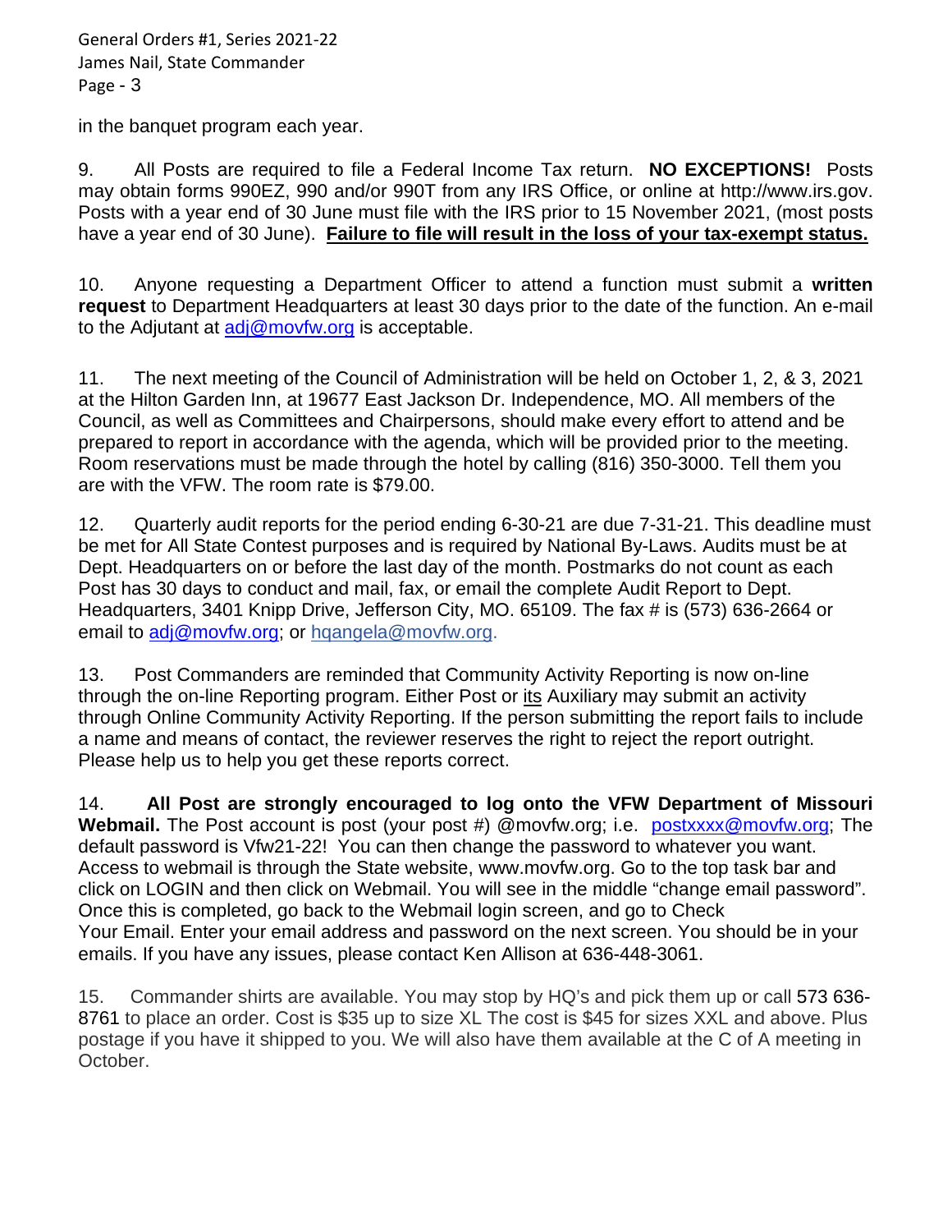in the banquet program each year.

9. All Posts are required to file a Federal Income Tax return. **NO EXCEPTIONS!** Posts may obtain forms 990EZ, 990 and/or 990T from any IRS Office, or online at http://www.irs.gov. Posts with a year end of 30 June must file with the IRS prior to 15 November 2021, (most posts have a year end of 30 June). **Failure to file will result in the loss of your tax-exempt status.**

10. Anyone requesting a Department Officer to attend a function must submit a **written request** to Department Headquarters at least 30 days prior to the date of the function. An e-mail to the Adjutant at adj@movfw.org is acceptable.

11. The next meeting of the Council of Administration will be held on October 1, 2, & 3, 2021 at the Hilton Garden Inn, at 19677 East Jackson Dr. Independence, MO. All members of the Council, as well as Committees and Chairpersons, should make every effort to attend and be prepared to report in accordance with the agenda, which will be provided prior to the meeting. Room reservations must be made through the hotel by calling (816) 350-3000. Tell them you are with the VFW. The room rate is $79.00.

12. Quarterly audit reports for the period ending 6-30-21 are due 7-31-21. This deadline must be met for All State Contest purposes and is required by National By-Laws. Audits must be at Dept. Headquarters on or before the last day of the month. Postmarks do not count as each Post has 30 days to conduct and mail, fax, or email the complete Audit Report to Dept. Headquarters, 3401 Knipp Drive, Jefferson City, MO. 65109. The fax # is (573) 636-2664 or email to adj@movfw.org; or hqangela@movfw.org.

13. Post Commanders are reminded that Community Activity Reporting is now on-line through the on-line Reporting program. Either Post or its Auxiliary may submit an activity through Online Community Activity Reporting. If the person submitting the report fails to include a name and means of contact, the reviewer reserves the right to reject the report outright. Please help us to help you get these reports correct.

14. **All Post are strongly encouraged to log onto the VFW Department of Missouri Webmail.** The Post account is post (your post #) @movfw.org; i.e. postxxxx@movfw.org; The default password is Vfw21-22! You can then change the password to whatever you want. Access to webmail is through the State website, www.movfw.org. Go to the top task bar and click on LOGIN and then click on Webmail. You will see in the middle "change email password". Once this is completed, go back to the Webmail login screen, and go to Check Your Email. Enter your email address and password on the next screen. You should be in your emails. If you have any issues, please contact Ken Allison at 636-448-3061.

15. Commander shirts are available. You may stop by HQ's and pick them up or call 573 636-8761 to place an order. Cost is $35 up to size XL The cost is $45 for sizes XXL and above. Plus postage if you have it shipped to you. We will also have them available at the C of A meeting in October.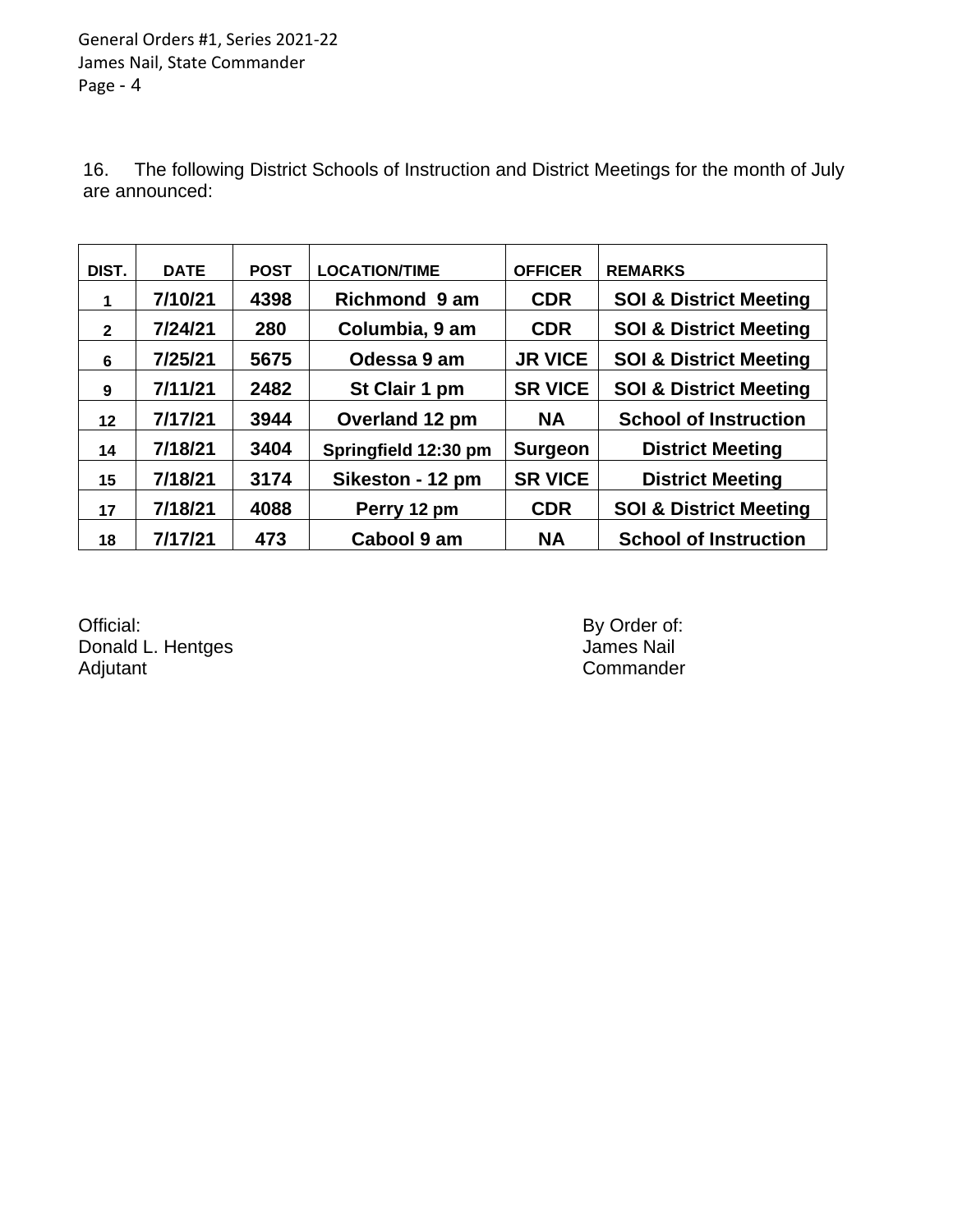16. The following District Schools of Instruction and District Meetings for the month of July are announced:

| DIST. | DATE | POST | LOCATION/TIME | OFFICER | REMARKS |
|---|---|---|---|---|---|
| 1 | 7/10/21 | 4398 | Richmond 9 am | CDR | SOI & District Meeting |
| 2 | 7/24/21 | 280 | Columbia, 9 am | CDR | SOI & District Meeting |
| 6 | 7/25/21 | 5675 | Odessa 9 am | JR VICE | SOI & District Meeting |
| 9 | 7/11/21 | 2482 | St Clair 1 pm | SR VICE | SOI & District Meeting |
| 12 | 7/17/21 | 3944 | Overland 12 pm | NA | School of Instruction |
| 14 | 7/18/21 | 3404 | Springfield 12:30 pm | Surgeon | District Meeting |
| 15 | 7/18/21 | 3174 | Sikeston - 12 pm | SR VICE | District Meeting |
| 17 | 7/18/21 | 4088 | Perry 12 pm | CDR | SOI & District Meeting |
| 18 | 7/17/21 | 473 | Cabool 9 am | NA | School of Instruction |

Official:
Donald L. Hentges
Adjutant

By Order of:
James Nail
Commander